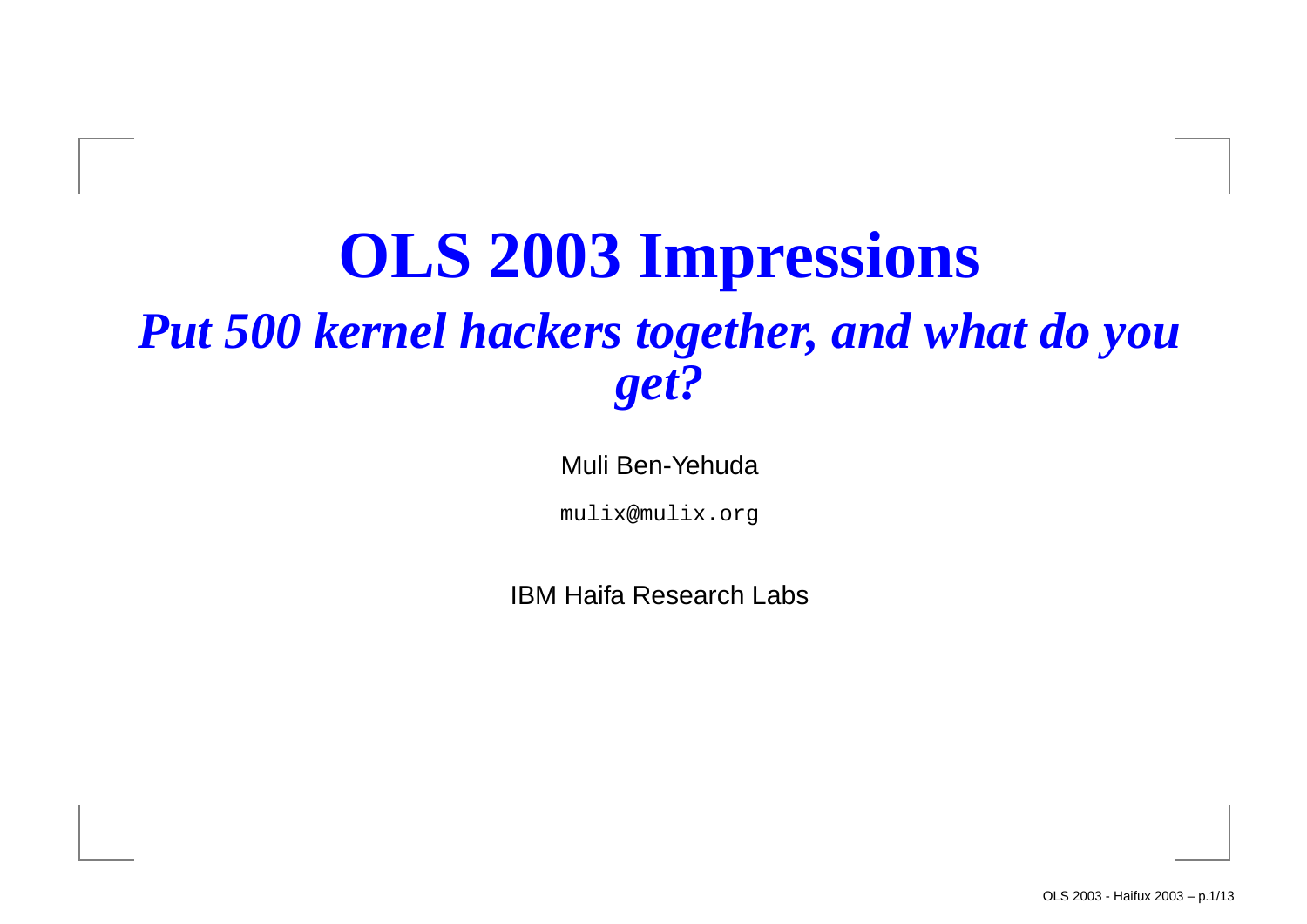# OLS 2003 Impressions

## *Put 500 kernel hackers together, and what do you get?*

Muli Ben-Yehuda

`mulix@mulix.org`

IBM Haifa Research Labs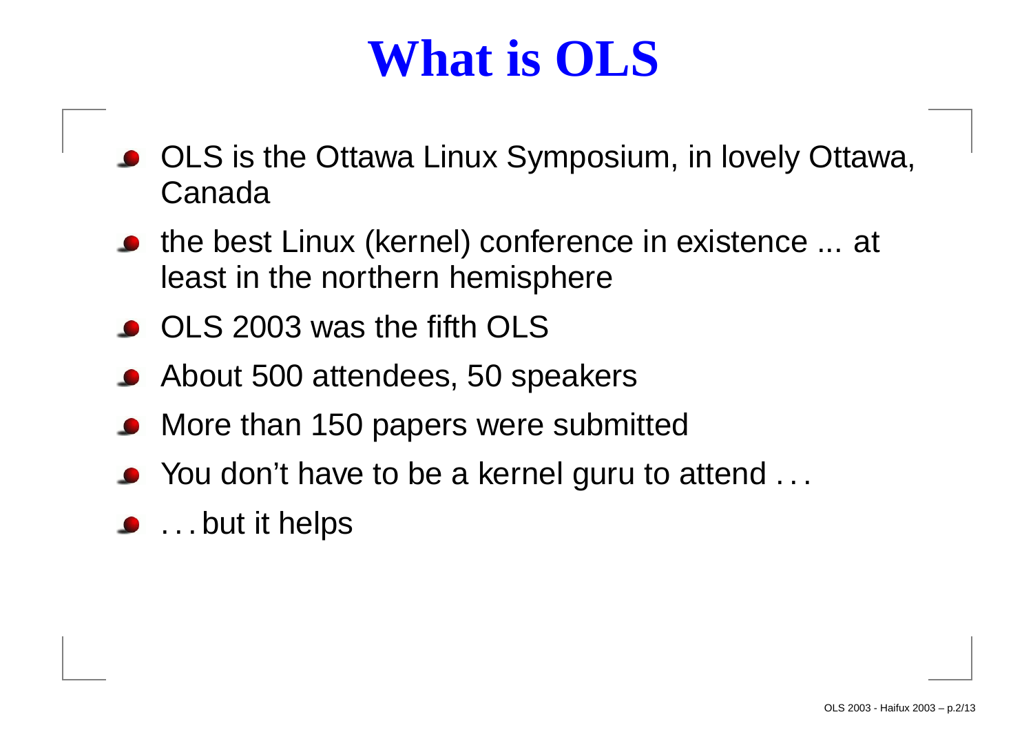# What is OLS

- OLS is the Ottawa Linux Symposium, in lovely Ottawa, Canada
- the best Linux (kernel) conference in existence ... at least in the northern hemisphere
- OLS 2003 was the fifth OLS
- About 500 attendees, 50 speakers
- More than 150 papers were submitted
- You don't have to be a kernel guru to attend . . .
- . . . but it helps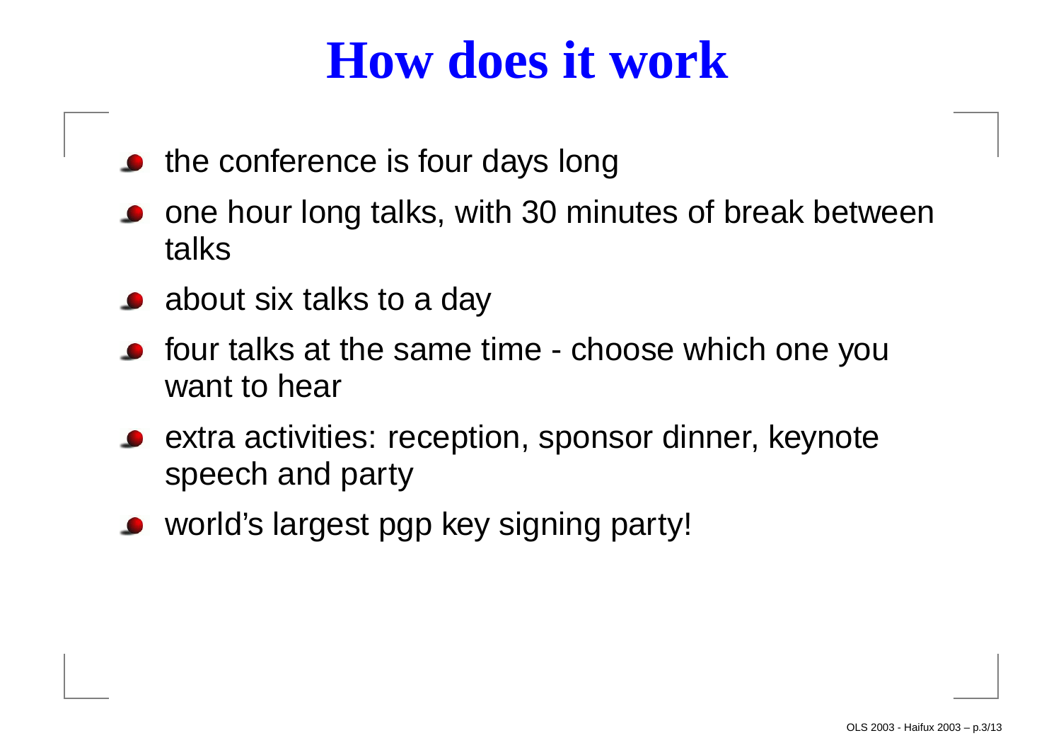# How does it work

- the conference is four days long
- one hour long talks, with 30 minutes of break between talks
- about six talks to a day
- four talks at the same time - choose which one you want to hear
- extra activities: reception, sponsor dinner, keynote speech and party
- world's largest pgp key signing party!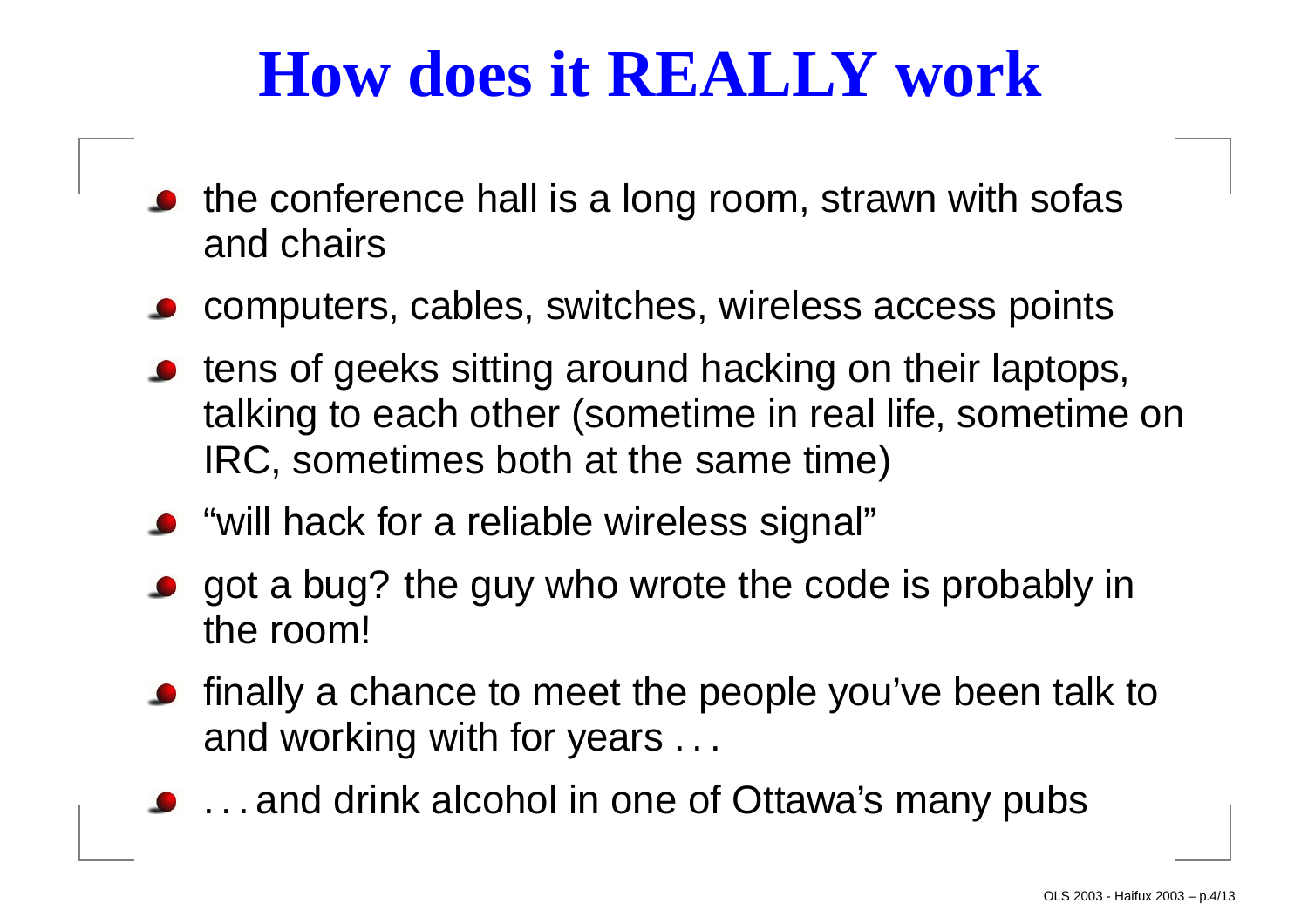# How does it REALLY work

- the conference hall is a long room, strawn with sofas and chairs
- computers, cables, switches, wireless access points
- tens of geeks sitting around hacking on their laptops, talking to each other (sometime in real life, sometime on IRC, sometimes both at the same time)
- “will hack for a reliable wireless signal”
- got a bug? the guy who wrote the code is probably in the room!
- finally a chance to meet the people you’ve been talk to and working with for years . . .
- . . . and drink alcohol in one of Ottawa’s many pubs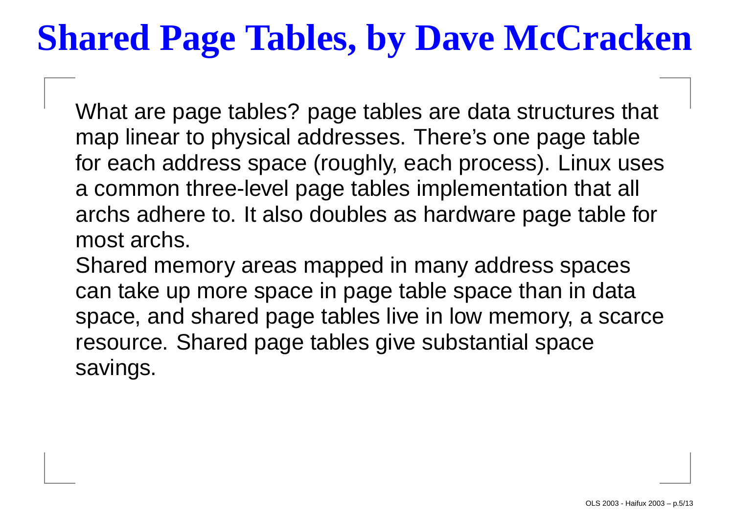# Shared Page Tables, by Dave McCracken

What are page tables? page tables are data structures that map linear to physical addresses. There's one page table for each address space (roughly, each process). Linux uses a common three-level page tables implementation that all archs adhere to. It also doubles as hardware page table for most archs.

Shared memory areas mapped in many address spaces can take up more space in page table space than in data space, and shared page tables live in low memory, a scarce resource. Shared page tables give substantial space savings.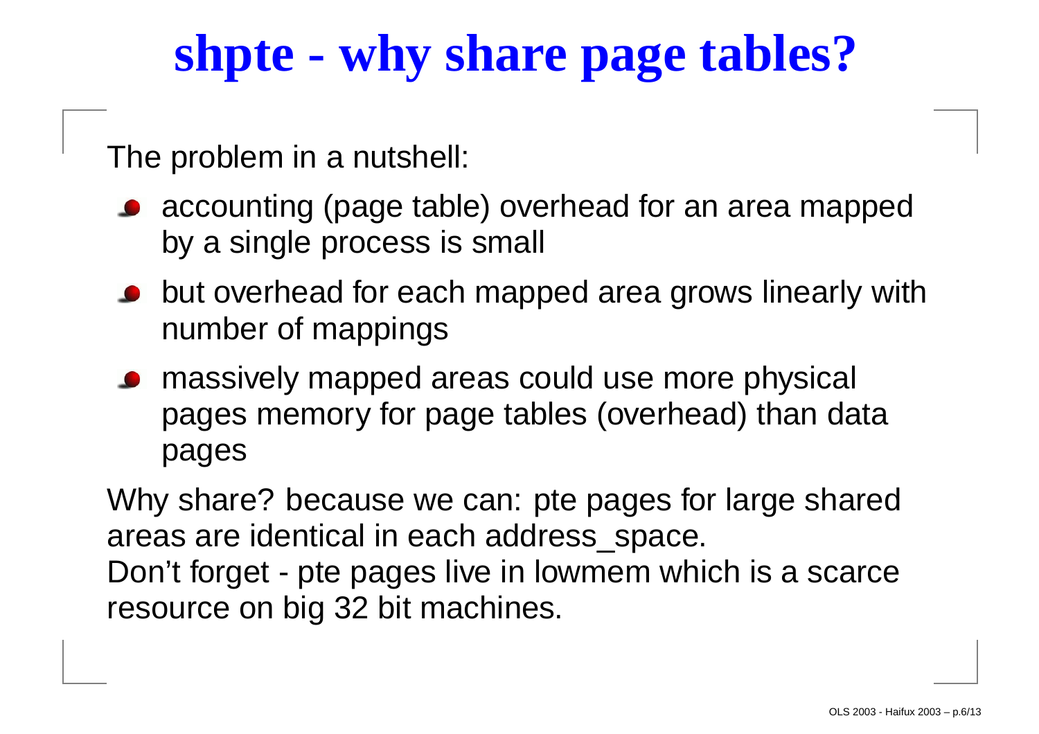# shpte - why share page tables?

The problem in a nutshell:

- accounting (page table) overhead for an area mapped by a single process is small
- but overhead for each mapped area grows linearly with number of mappings
- massively mapped areas could use more physical pages memory for page tables (overhead) than data pages

Why share? because we can: pte pages for large shared areas are identical in each address_space.
Don't forget - pte pages live in lowmem which is a scarce resource on big 32 bit machines.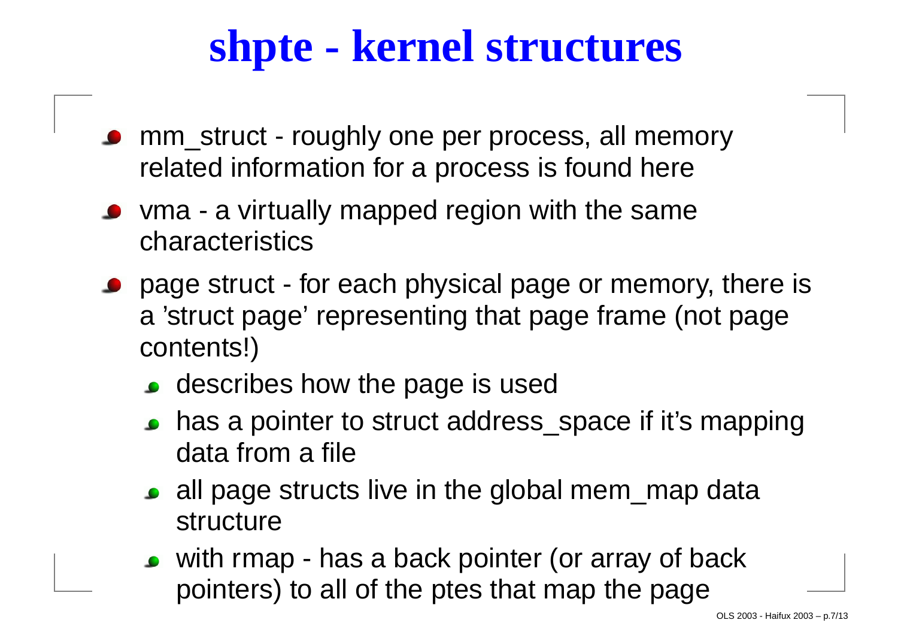# shpte - kernel structures

- mm_struct - roughly one per process, all memory related information for a process is found here
- vma - a virtually mapped region with the same characteristics
- page struct - for each physical page or memory, there is a 'struct page' representing that page frame (not page contents!)
  - describes how the page is used
  - has a pointer to struct address_space if it's mapping data from a file
  - all page structs live in the global mem_map data structure
  - with rmap - has a back pointer (or array of back pointers) to all of the ptes that map the page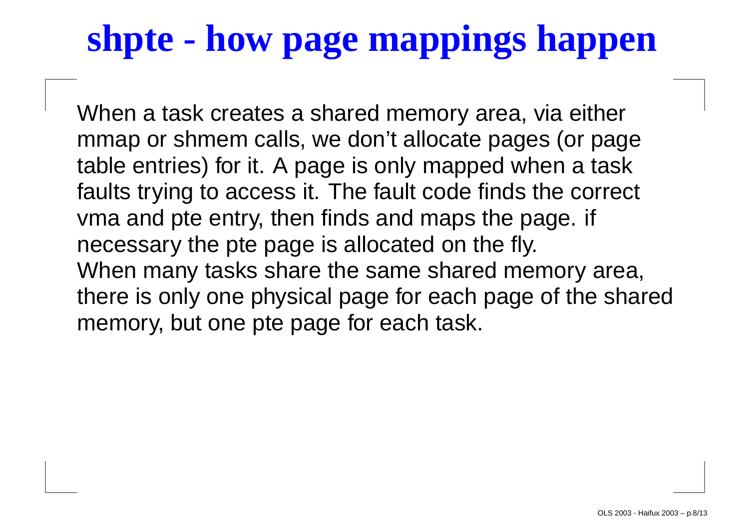# shpte - how page mappings happen

When a task creates a shared memory area, via either mmap or shmem calls, we don't allocate pages (or page table entries) for it. A page is only mapped when a task faults trying to access it. The fault code finds the correct vma and pte entry, then finds and maps the page. if necessary the pte page is allocated on the fly.
When many tasks share the same shared memory area, there is only one physical page for each page of the shared memory, but one pte page for each task.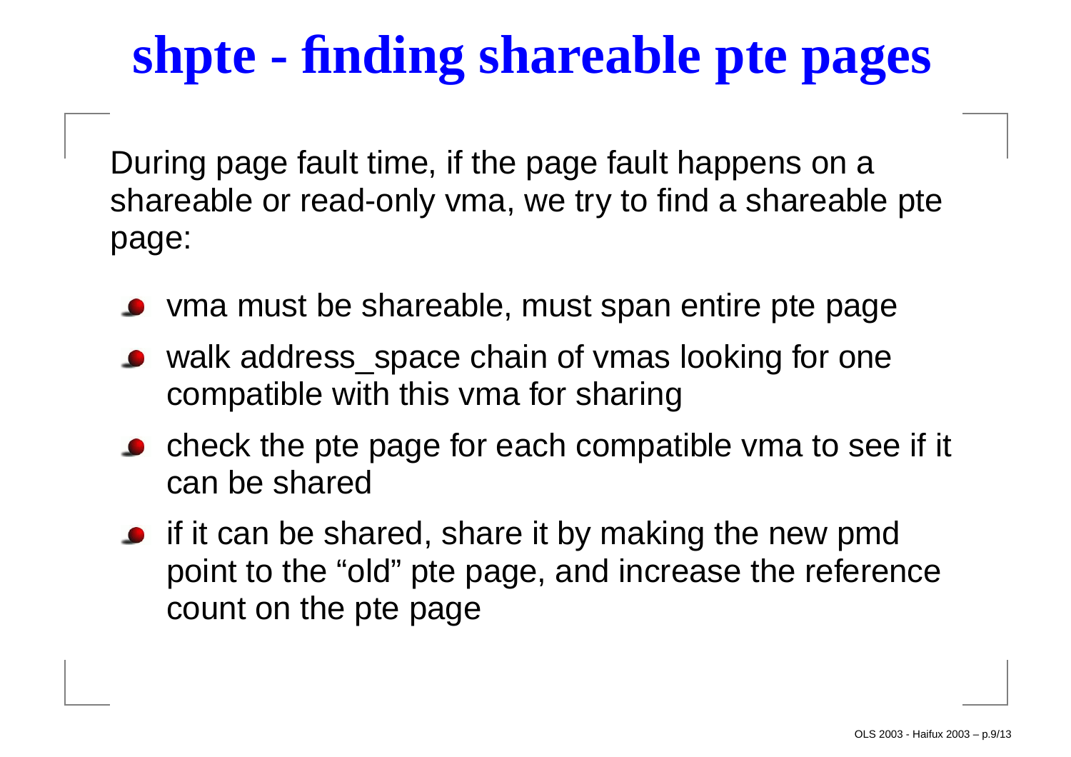# shpte - finding shareable pte pages

During page fault time, if the page fault happens on a shareable or read-only vma, we try to find a shareable pte page:

- vma must be shareable, must span entire pte page
- walk address_space chain of vmas looking for one compatible with this vma for sharing
- check the pte page for each compatible vma to see if it can be shared
- if it can be shared, share it by making the new pmd point to the "old" pte page, and increase the reference count on the pte page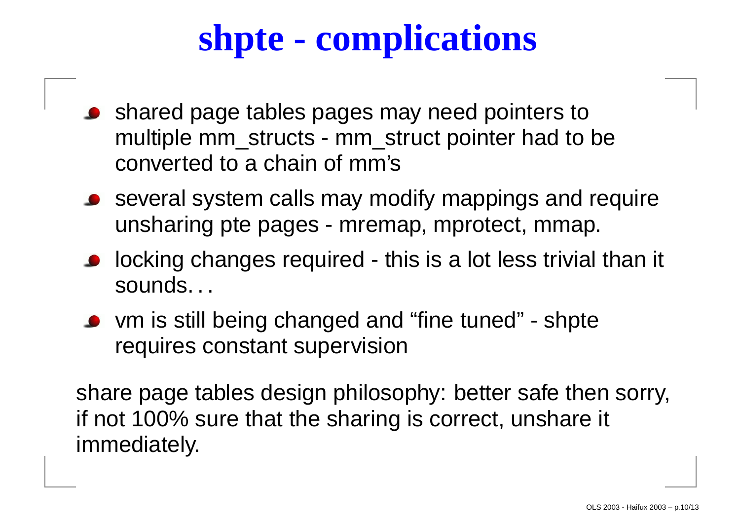# shpte - complications

- shared page tables pages may need pointers to multiple mm_structs - mm_struct pointer had to be converted to a chain of mm's
- several system calls may modify mappings and require unsharing pte pages - mremap, mprotect, mmap.
- locking changes required - this is a lot less trivial than it sounds. . .
- vm is still being changed and "fine tuned" - shpte requires constant supervision

share page tables design philosophy: better safe then sorry, if not 100% sure that the sharing is correct, unshare it immediately.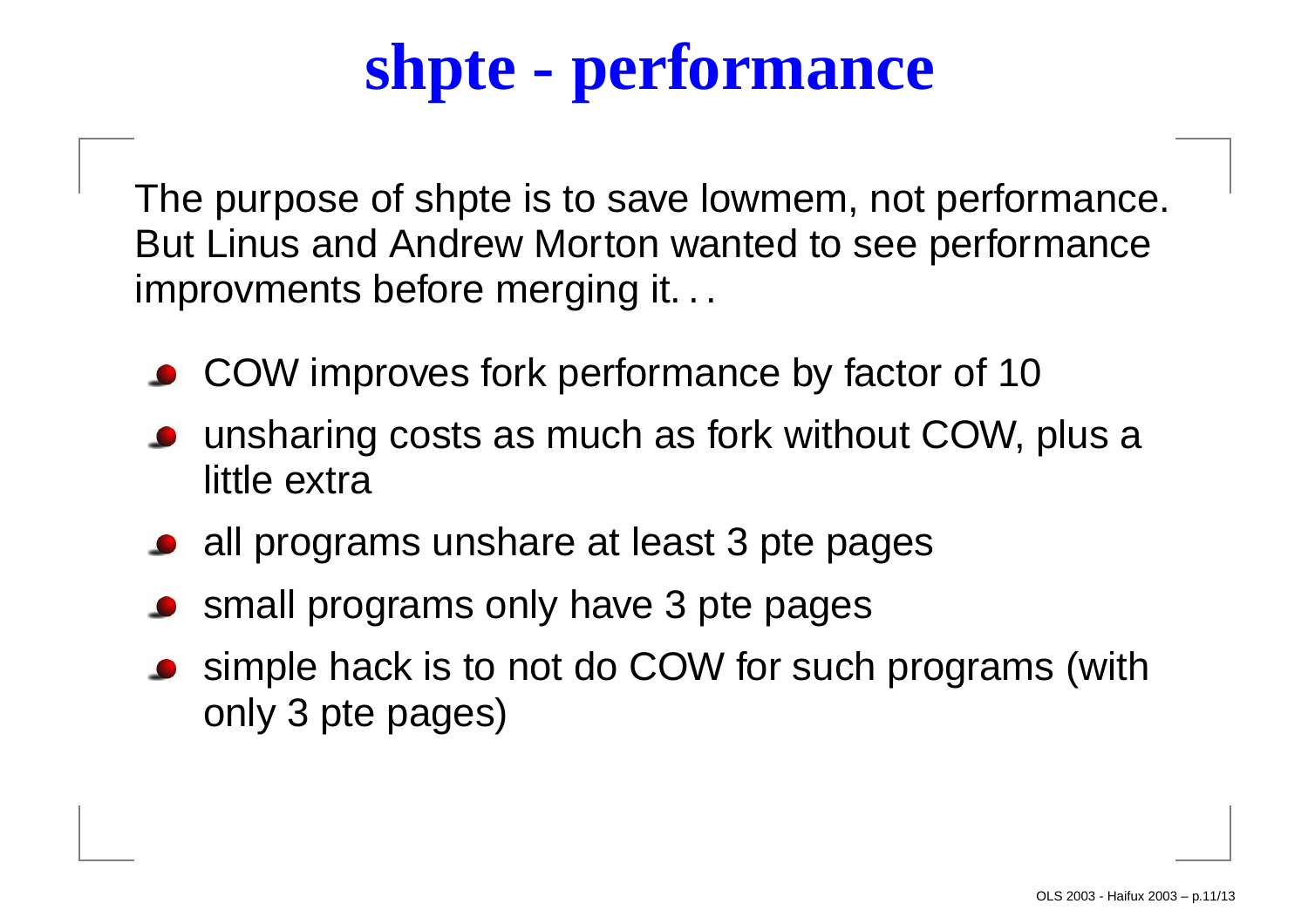# shpte - performance

The purpose of shpte is to save lowmem, not performance. But Linus and Andrew Morton wanted to see performance improvments before merging it. . .

- COW improves fork performance by factor of 10
- unsharing costs as much as fork without COW, plus a little extra
- all programs unshare at least 3 pte pages
- small programs only have 3 pte pages
- simple hack is to not do COW for such programs (with only 3 pte pages)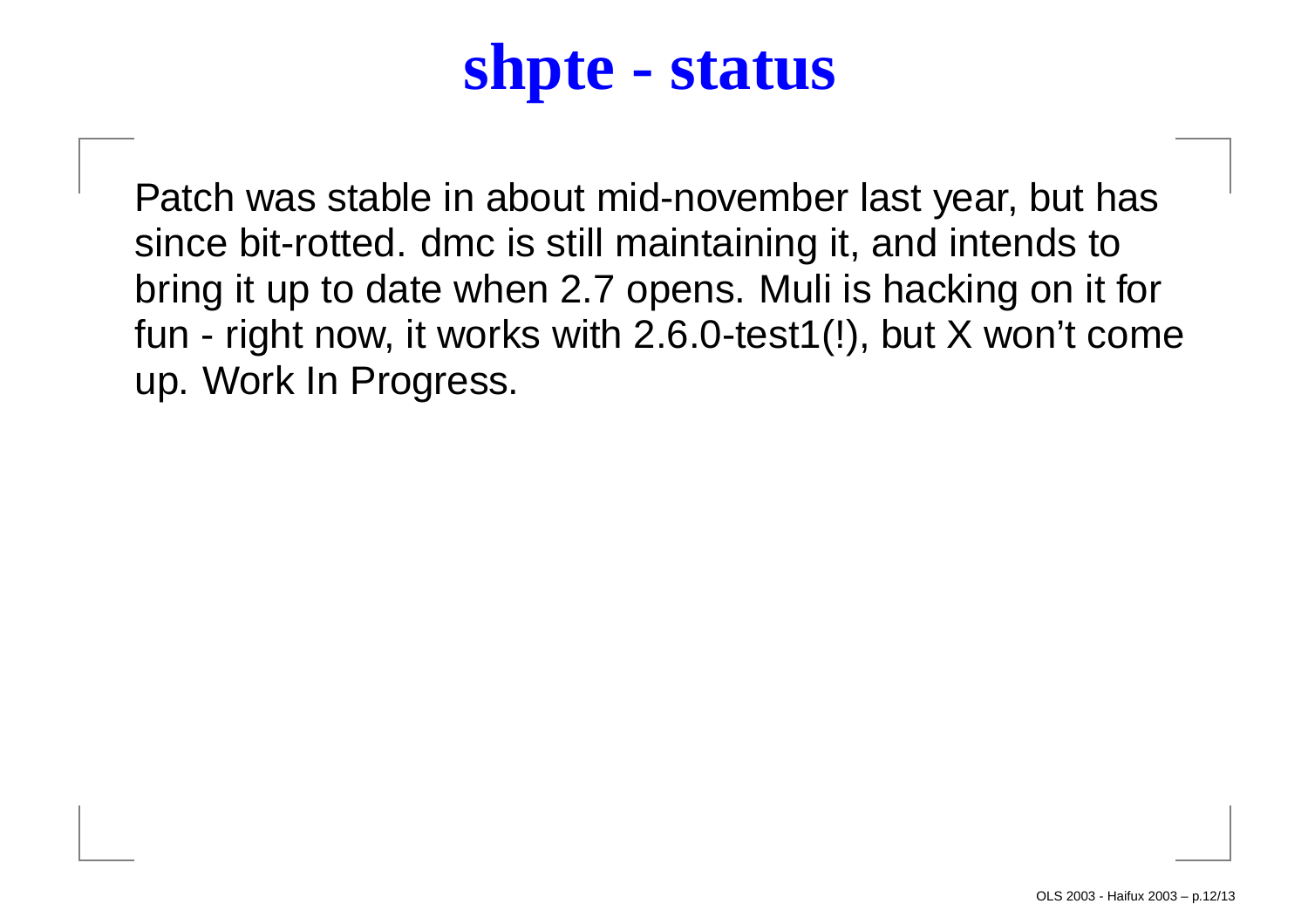# shpte - status

Patch was stable in about mid-november last year, but has since bit-rotted. dmc is still maintaining it, and intends to bring it up to date when 2.7 opens. Muli is hacking on it for fun - right now, it works with 2.6.0-test1(!), but X won't come up. Work In Progress.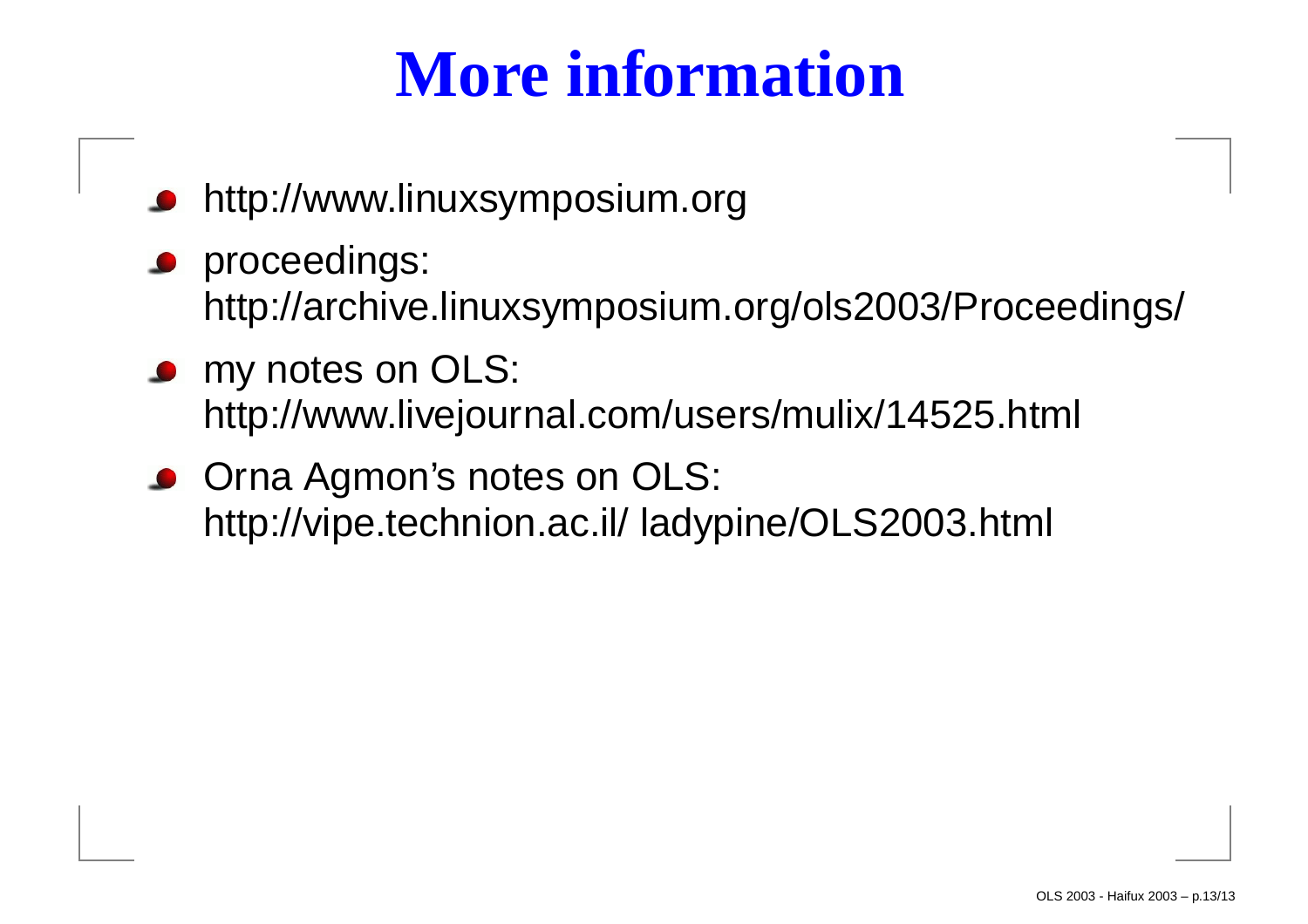# More information

- http://www.linuxsymposium.org
- proceedings:
  http://archive.linuxsymposium.org/ols2003/Proceedings/
- my notes on OLS:
  http://www.livejournal.com/users/mulix/14525.html
- Orna Agmon's notes on OLS:
  http://vipe.technion.ac.il/ ladypine/OLS2003.html